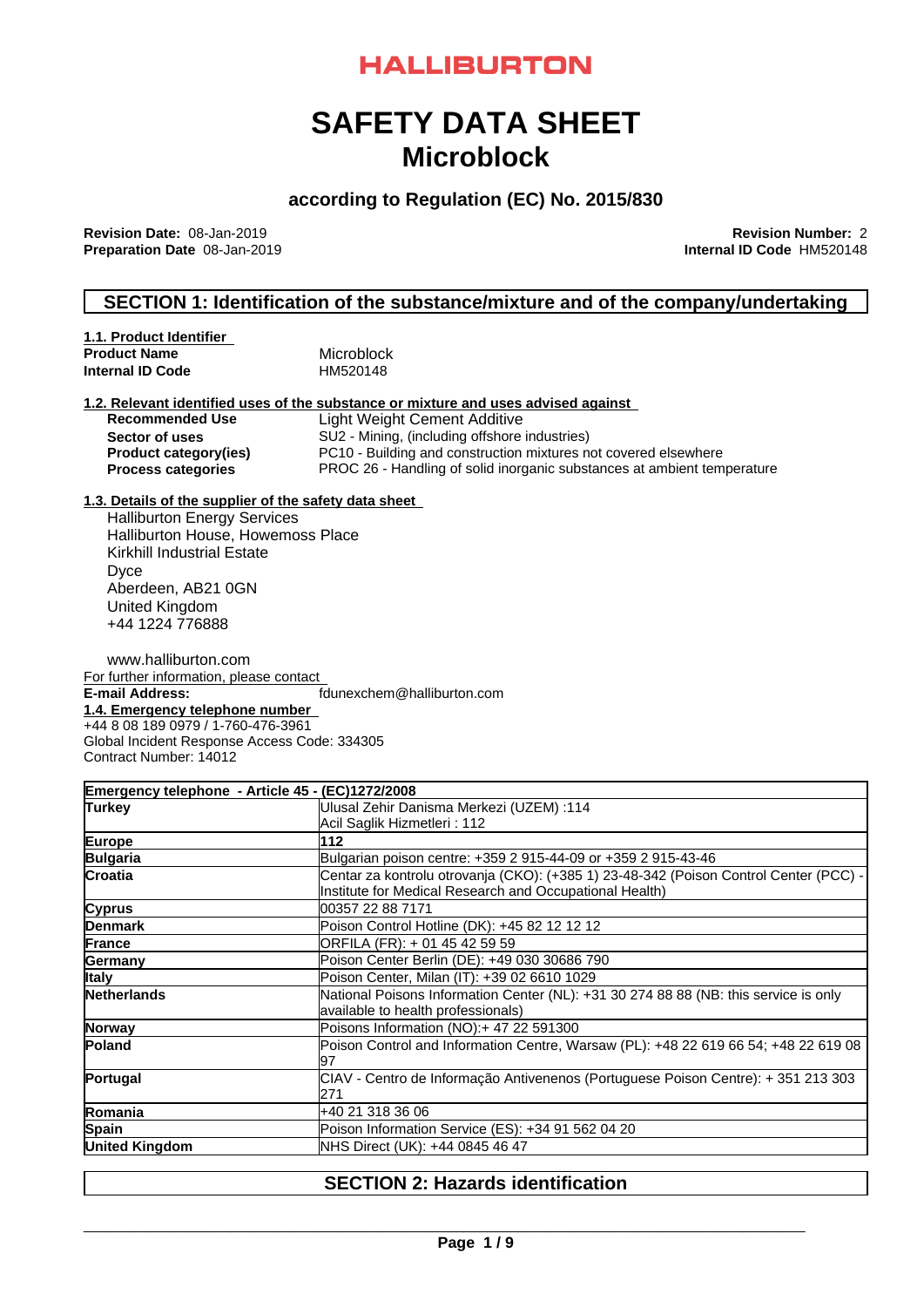# HALLIBURTON

# SAFETY DATA SHEET
# Microblock

### according to Regulation (EC) No. 2015/830

**Revision Date:** 08-Jan-2019
**Preparation Date** 08-Jan-2019

**Revision Number:** 2
**Internal ID Code** HM520148

## SECTION 1: Identification of the substance/mixture and of the company/undertaking

**1.1. Product Identifier**

| | |
|---|---|
| **Product Name** | Microblock |
| **Internal ID Code** | HM520148 |

**1.2. Relevant identified uses of the substance or mixture and uses advised against**

| | |
|---|---|
| **Recommended Use** | Light Weight Cement Additive |
| **Sector of uses** | SU2 - Mining, (including offshore industries) |
| **Product category(ies)** | PC10 - Building and construction mixtures not covered elsewhere |
| **Process categories** | PROC 26 - Handling of solid inorganic substances at ambient temperature |

**1.3. Details of the supplier of the safety data sheet**

Halliburton Energy Services
Halliburton House, Howemoss Place
Kirkhill Industrial Estate
Dyce
Aberdeen, AB21 0GN
United Kingdom
+44 1224 776888

www.halliburton.com

For further information, please contact

**E-mail Address:** fdunexchem@halliburton.com

**1.4. Emergency telephone number**

+44 8 08 189 0979 / 1-760-476-3961
Global Incident Response Access Code: 334305
Contract Number: 14012

| **Emergency telephone - Article 45 - (EC)1272/2008** | |
|---|---|
| **Turkey** | Ulusal Zehir Danisma Merkezi (UZEM) :114<br>Acil Saglik Hizmetleri : 112 |
| **Europe** | **112** |
| **Bulgaria** | Bulgarian poison centre: +359 2 915-44-09 or +359 2 915-43-46 |
| **Croatia** | Centar za kontrolu otrovanja (CKO): (+385 1) 23-48-342 (Poison Control Center (PCC) - Institute for Medical Research and Occupational Health) |
| **Cyprus** | 00357 22 88 7171 |
| **Denmark** | Poison Control Hotline (DK): +45 82 12 12 12 |
| **France** | ORFILA (FR): + 01 45 42 59 59 |
| **Germany** | Poison Center Berlin (DE): +49 030 30686 790 |
| **Italy** | Poison Center, Milan (IT): +39 02 6610 1029 |
| **Netherlands** | National Poisons Information Center (NL): +31 30 274 88 88 (NB: this service is only available to health professionals) |
| **Norway** | Poisons Information (NO):+ 47 22 591300 |
| **Poland** | Poison Control and Information Centre, Warsaw (PL): +48 22 619 66 54; +48 22 619 08 97 |
| **Portugal** | CIAV - Centro de Informação Antivenenos (Portuguese Poison Centre): + 351 213 303 271 |
| **Romania** | +40 21 318 36 06 |
| **Spain** | Poison Information Service (ES): +34 91 562 04 20 |
| **United Kingdom** | NHS Direct (UK): +44 0845 46 47 |

## SECTION 2: Hazards identification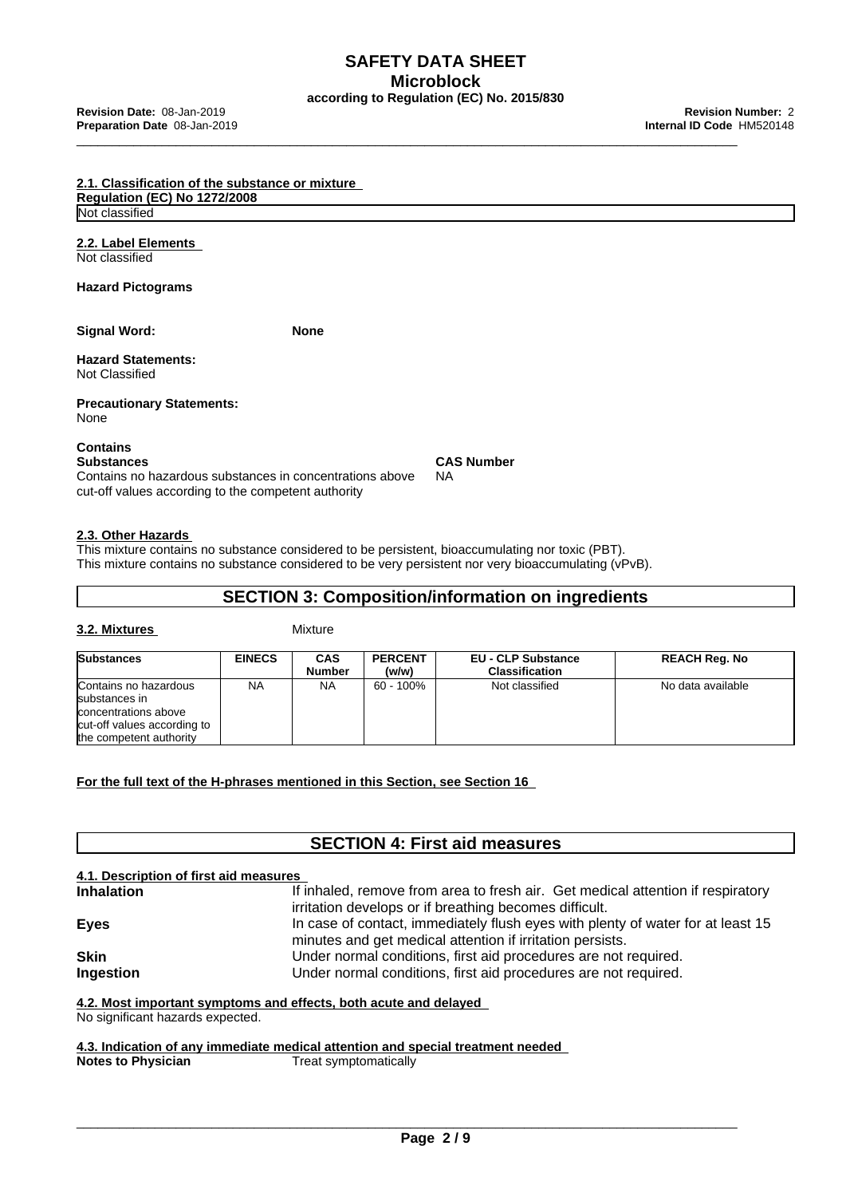**2.1. Classification of the substance or mixture**

**Regulation (EC) No 1272/2008**

Not classified

**2.2. Label Elements**

Not classified

**Hazard Pictograms**

**Signal Word:** None

**Hazard Statements:**
Not Classified

**Precautionary Statements:**
None

**Contains**

| Substances | CAS Number |
|---|---|
| Contains no hazardous substances in concentrations above cut-off values according to the competent authority | NA |

**2.3. Other Hazards**

This mixture contains no substance considered to be persistent, bioaccumulating nor toxic (PBT).
This mixture contains no substance considered to be very persistent nor very bioaccumulating (vPvB).

## SECTION 3: Composition/information on ingredients

**3.2. Mixtures** Mixture

| Substances | EINECS | CAS Number | PERCENT (w/w) | EU - CLP Substance Classification | REACH Reg. No |
|---|---|---|---|---|---|
| Contains no hazardous substances in concentrations above cut-off values according to the competent authority | NA | NA | 60 - 100% | Not classified | No data available |

**For the full text of the H-phrases mentioned in this Section, see Section 16**

## SECTION 4: First aid measures

**4.1. Description of first aid measures**

**Inhalation** If inhaled, remove from area to fresh air. Get medical attention if respiratory irritation develops or if breathing becomes difficult.

**Eyes** In case of contact, immediately flush eyes with plenty of water for at least 15 minutes and get medical attention if irritation persists.

**Skin** Under normal conditions, first aid procedures are not required.

**Ingestion** Under normal conditions, first aid procedures are not required.

**4.2. Most important symptoms and effects, both acute and delayed**

No significant hazards expected.

**4.3. Indication of any immediate medical attention and special treatment needed**

**Notes to Physician** Treat symptomatically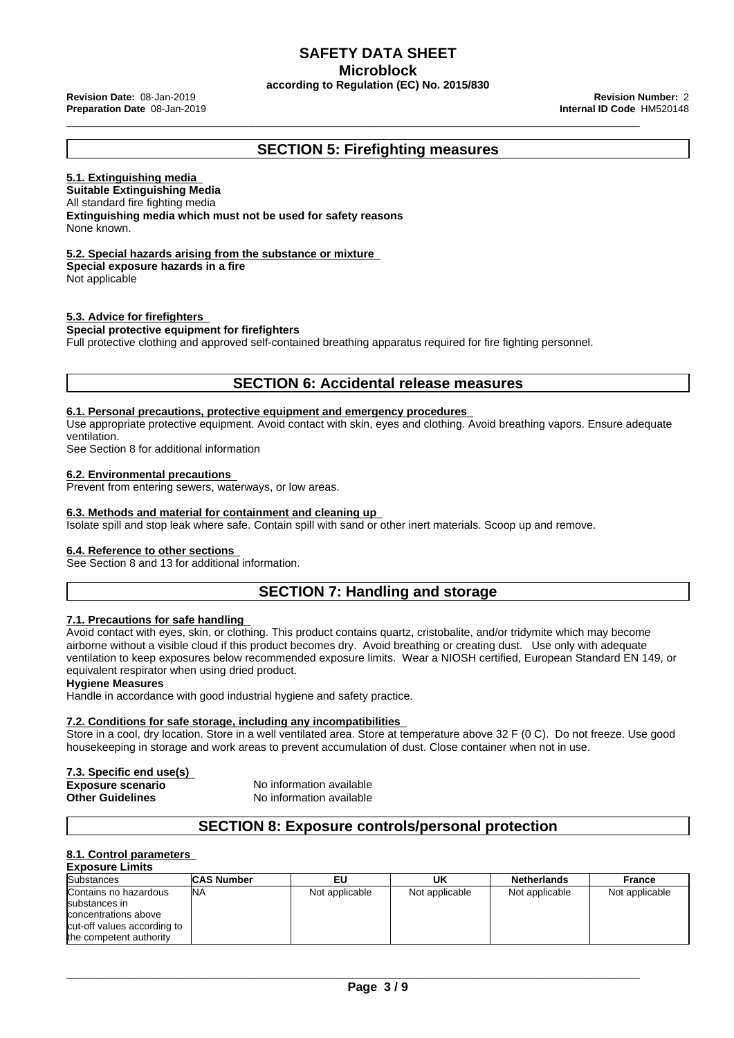## SECTION 5: Firefighting measures

### 5.1. Extinguishing media

**Suitable Extinguishing Media**
All standard fire fighting media
**Extinguishing media which must not be used for safety reasons**
None known.

### 5.2. Special hazards arising from the substance or mixture

**Special exposure hazards in a fire**
Not applicable

### 5.3. Advice for firefighters

**Special protective equipment for firefighters**
Full protective clothing and approved self-contained breathing apparatus required for fire fighting personnel.

## SECTION 6: Accidental release measures

### 6.1. Personal precautions, protective equipment and emergency procedures

Use appropriate protective equipment. Avoid contact with skin, eyes and clothing. Avoid breathing vapors. Ensure adequate ventilation.
See Section 8 for additional information

### 6.2. Environmental precautions

Prevent from entering sewers, waterways, or low areas.

### 6.3. Methods and material for containment and cleaning up

Isolate spill and stop leak where safe. Contain spill with sand or other inert materials. Scoop up and remove.

### 6.4. Reference to other sections

See Section 8 and 13 for additional information.

## SECTION 7: Handling and storage

### 7.1. Precautions for safe handling

Avoid contact with eyes, skin, or clothing. This product contains quartz, cristobalite, and/or tridymite which may become airborne without a visible cloud if this product becomes dry. Avoid breathing or creating dust. Use only with adequate ventilation to keep exposures below recommended exposure limits. Wear a NIOSH certified, European Standard EN 149, or equivalent respirator when using dried product.

**Hygiene Measures**
Handle in accordance with good industrial hygiene and safety practice.

### 7.2. Conditions for safe storage, including any incompatibilities

Store in a cool, dry location. Store in a well ventilated area. Store at temperature above 32 F (0 C). Do not freeze. Use good housekeeping in storage and work areas to prevent accumulation of dust. Close container when not in use.

### 7.3. Specific end use(s)

**Exposure scenario** No information available
**Other Guidelines** No information available

## SECTION 8: Exposure controls/personal protection

### 8.1. Control parameters

**Exposure Limits**

| Substances | CAS Number | EU | UK | Netherlands | France |
|---|---|---|---|---|---|
| Contains no hazardous substances in concentrations above cut-off values according to the competent authority | NA | Not applicable | Not applicable | Not applicable | Not applicable |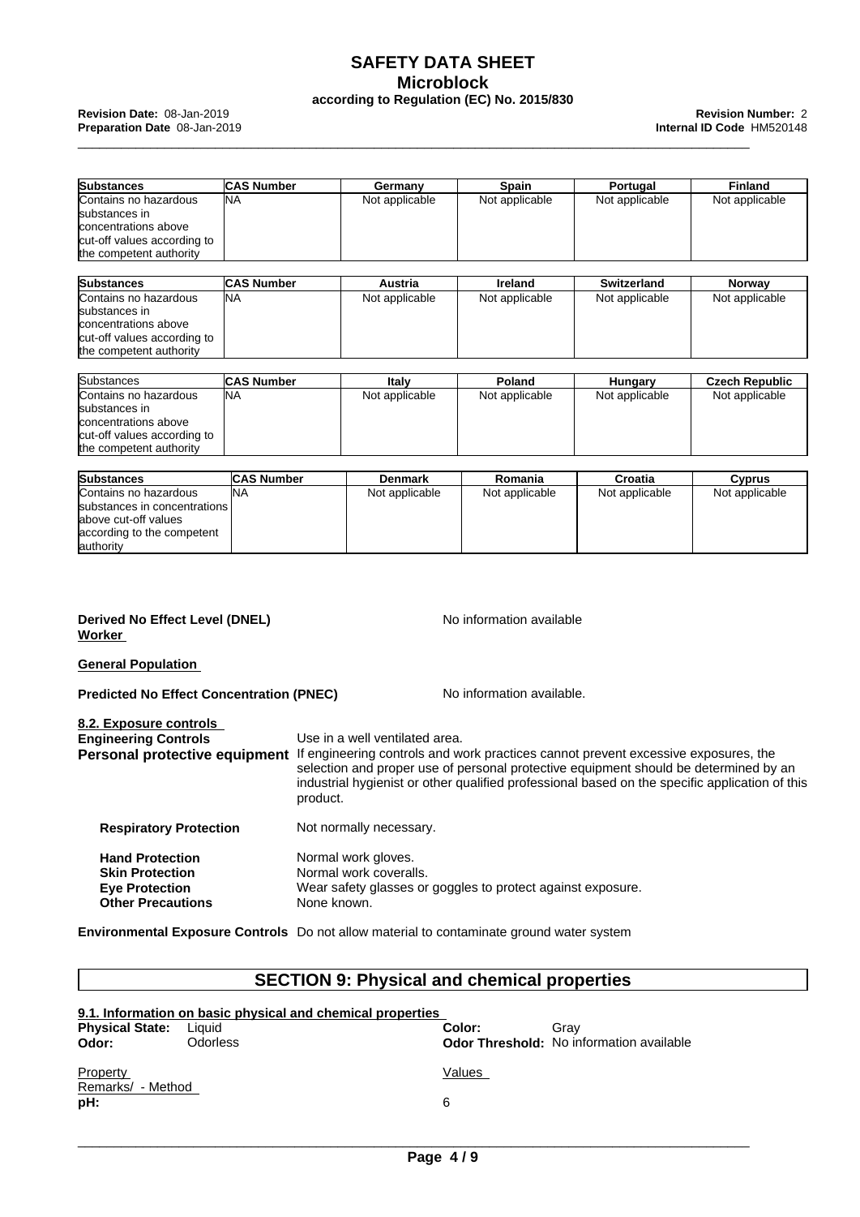| Substances | CAS Number | Germany | Spain | Portugal | Finland |
| --- | --- | --- | --- | --- | --- |
| Contains no hazardous substances in concentrations above cut-off values according to the competent authority | NA | Not applicable | Not applicable | Not applicable | Not applicable |

| Substances | CAS Number | Austria | Ireland | Switzerland | Norway |
| --- | --- | --- | --- | --- | --- |
| Contains no hazardous substances in concentrations above cut-off values according to the competent authority | NA | Not applicable | Not applicable | Not applicable | Not applicable |

| Substances | CAS Number | Italy | Poland | Hungary | Czech Republic |
| --- | --- | --- | --- | --- | --- |
| Contains no hazardous substances in concentrations above cut-off values according to the competent authority | NA | Not applicable | Not applicable | Not applicable | Not applicable |

| Substances | CAS Number | Denmark | Romania | Croatia | Cyprus |
| --- | --- | --- | --- | --- | --- |
| Contains no hazardous substances in concentrations above cut-off values according to the competent authority | NA | Not applicable | Not applicable | Not applicable | Not applicable |

**Derived No Effect Level (DNEL)** No information available

**Worker**

**General Population**

**Predicted No Effect Concentration (PNEC)** No information available.

**8.2. Exposure controls**

**Engineering Controls** Use in a well ventilated area.

**Personal protective equipment** If engineering controls and work practices cannot prevent excessive exposures, the selection and proper use of personal protective equipment should be determined by an industrial hygienist or other qualified professional based on the specific application of this product.

**Respiratory Protection** Not normally necessary.

**Hand Protection** Normal work gloves.
**Skin Protection** Normal work coveralls.
**Eye Protection** Wear safety glasses or goggles to protect against exposure.
**Other Precautions** None known.

**Environmental Exposure Controls** Do not allow material to contaminate ground water system

## SECTION 9: Physical and chemical properties

**9.1. Information on basic physical and chemical properties**

**Physical State:** Liquid
**Odor:** Odorless
**Color:** Gray
**Odor Threshold:** No information available

| Property | Values | Remarks/ - Method |
| --- | --- | --- |
| **pH:** | 6 | |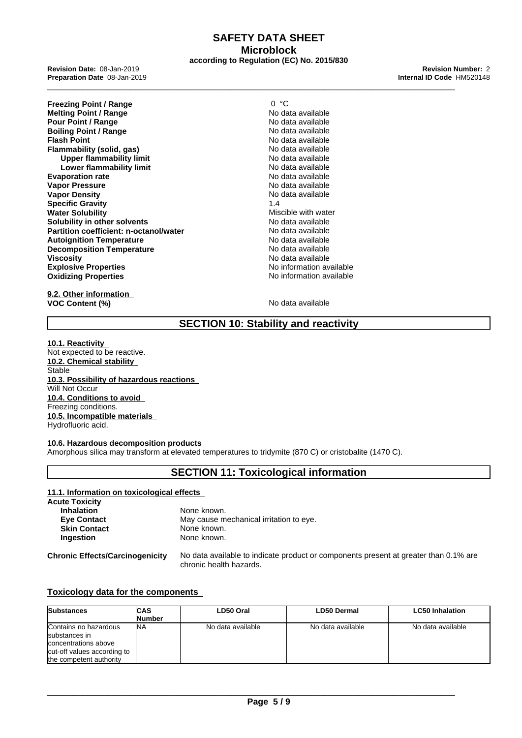| | |
|---|---|
| **Freezing Point / Range** | 0 °C |
| **Melting Point / Range** | No data available |
| **Pour Point / Range** | No data available |
| **Boiling Point / Range** | No data available |
| **Flash Point** | No data available |
| **Flammability (solid, gas)** | No data available |
| **Upper flammability limit** | No data available |
| **Lower flammability limit** | No data available |
| **Evaporation rate** | No data available |
| **Vapor Pressure** | No data available |
| **Vapor Density** | No data available |
| **Specific Gravity** | 1.4 |
| **Water Solubility** | Miscible with water |
| **Solubility in other solvents** | No data available |
| **Partition coefficient: n-octanol/water** | No data available |
| **Autoignition Temperature** | No data available |
| **Decomposition Temperature** | No data available |
| **Viscosity** | No data available |
| **Explosive Properties** | No information available |
| **Oxidizing Properties** | No information available |

**9.2. Other information**

**VOC Content (%)** No data available

## SECTION 10: Stability and reactivity

**10.1. Reactivity**

Not expected to be reactive.

**10.2. Chemical stability**

Stable

**10.3. Possibility of hazardous reactions**

Will Not Occur

**10.4. Conditions to avoid**

Freezing conditions.

**10.5. Incompatible materials**

Hydrofluoric acid.

**10.6. Hazardous decomposition products**

Amorphous silica may transform at elevated temperatures to tridymite (870 C) or cristobalite (1470 C).

## SECTION 11: Toxicological information

**11.1. Information on toxicological effects**

**Acute Toxicity**

| | |
|---|---|
| **Inhalation** | None known. |
| **Eye Contact** | May cause mechanical irritation to eye. |
| **Skin Contact** | None known. |
| **Ingestion** | None known. |

**Chronic Effects/Carcinogenicity** No data available to indicate product or components present at greater than 0.1% are chronic health hazards.

**Toxicology data for the components**

| Substances | CAS Number | LD50 Oral | LD50 Dermal | LC50 Inhalation |
|---|---|---|---|---|
| Contains no hazardous substances in concentrations above cut-off values according to the competent authority | NA | No data available | No data available | No data available |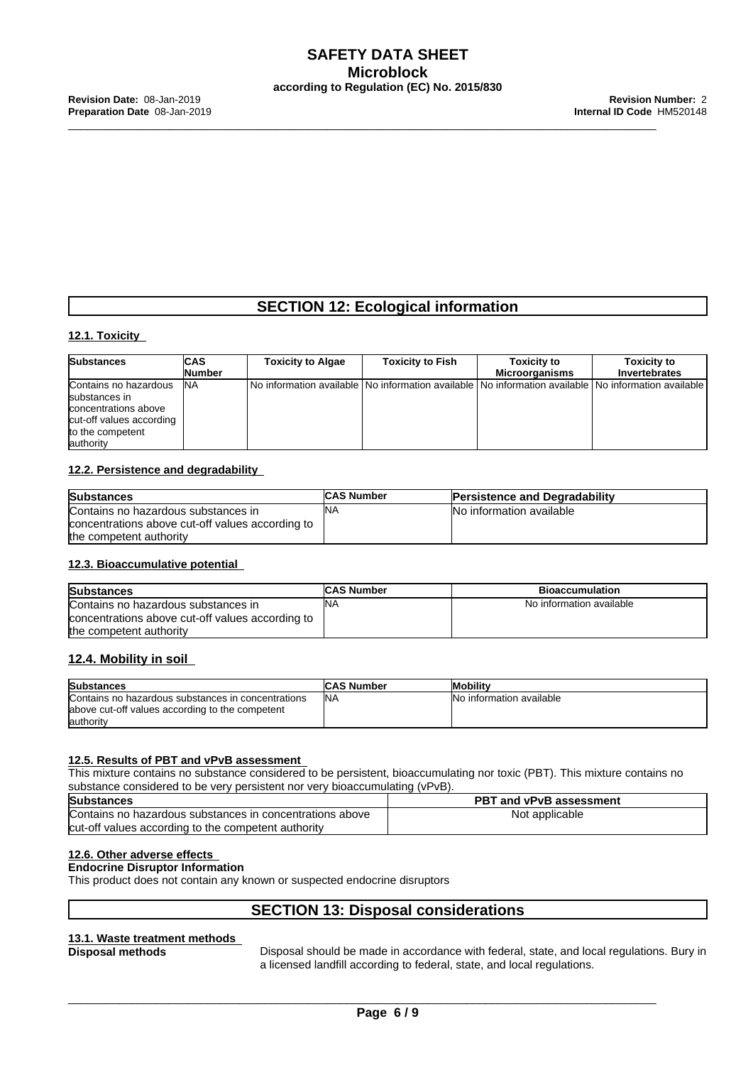## SECTION 12: Ecological information

### 12.1. Toxicity

| Substances | CAS Number | Toxicity to Algae | Toxicity to Fish | Toxicity to Microorganisms | Toxicity to Invertebrates |
|---|---|---|---|---|---|
| Contains no hazardous substances in concentrations above cut-off values according to the competent authority | NA | No information available | No information available | No information available | No information available |

### 12.2. Persistence and degradability

| Substances | CAS Number | Persistence and Degradability |
|---|---|---|
| Contains no hazardous substances in concentrations above cut-off values according to the competent authority | NA | No information available |

### 12.3. Bioaccumulative potential

| Substances | CAS Number | Bioaccumulation |
|---|---|---|
| Contains no hazardous substances in concentrations above cut-off values according to the competent authority | NA | No information available |

### 12.4. Mobility in soil

| Substances | CAS Number | Mobility |
|---|---|---|
| Contains no hazardous substances in concentrations above cut-off values according to the competent authority | NA | No information available |

### 12.5. Results of PBT and vPvB assessment

This mixture contains no substance considered to be persistent, bioaccumulating nor toxic (PBT). This mixture contains no substance considered to be very persistent nor very bioaccumulating (vPvB).

| Substances | PBT and vPvB assessment |
|---|---|
| Contains no hazardous substances in concentrations above cut-off values according to the competent authority | Not applicable |

### 12.6. Other adverse effects

**Endocrine Disruptor Information**

This product does not contain any known or suspected endocrine disruptors

## SECTION 13: Disposal considerations

### 13.1. Waste treatment methods

**Disposal methods**

Disposal should be made in accordance with federal, state, and local regulations. Bury in a licensed landfill according to federal, state, and local regulations.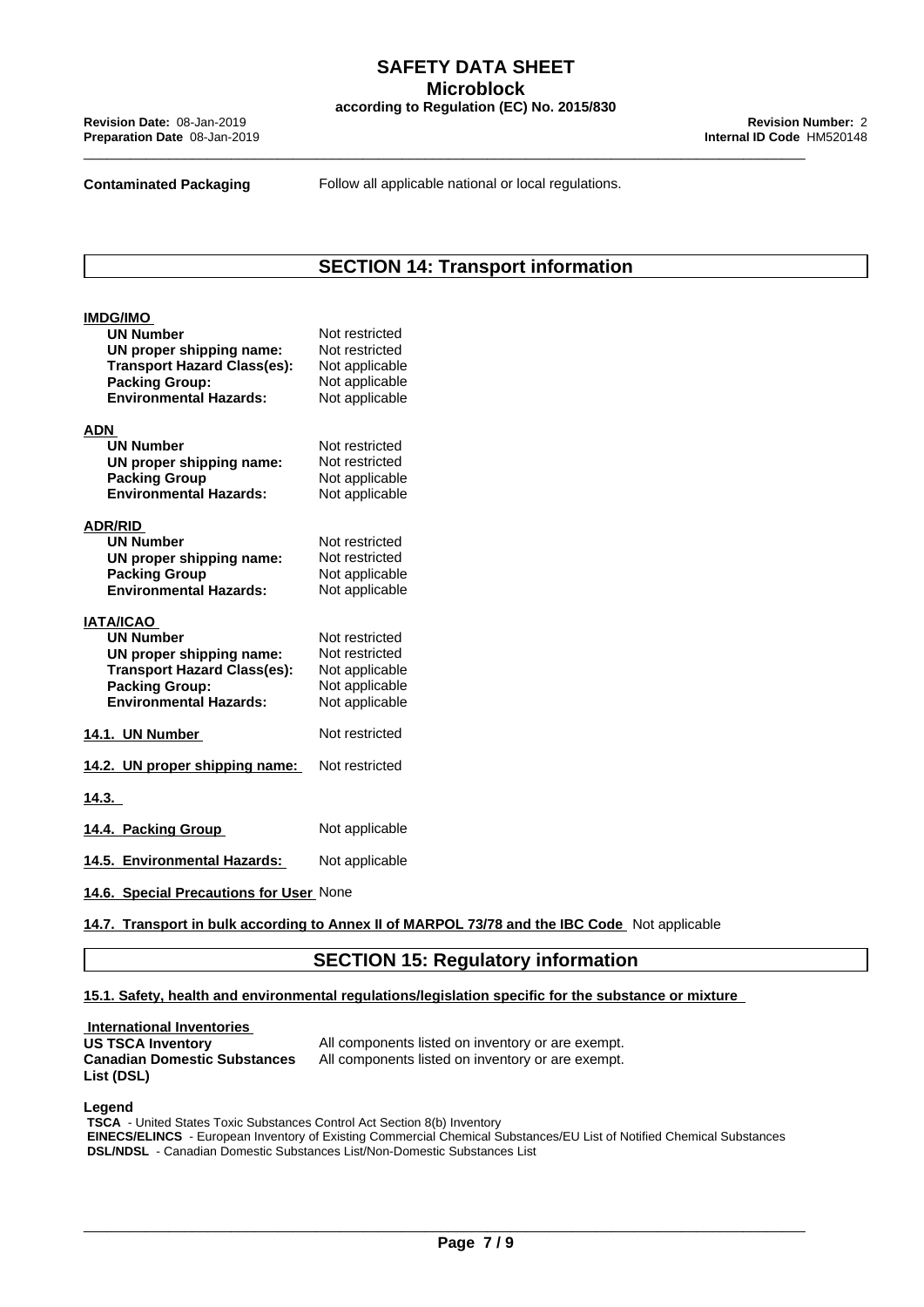**Contaminated Packaging** Follow all applicable national or local regulations.

## SECTION 14: Transport information

**IMDG/IMO**

| | |
|---|---|
| **UN Number** | Not restricted |
| **UN proper shipping name:** | Not restricted |
| **Transport Hazard Class(es):** | Not applicable |
| **Packing Group:** | Not applicable |
| **Environmental Hazards:** | Not applicable |

**ADN**

| | |
|---|---|
| **UN Number** | Not restricted |
| **UN proper shipping name:** | Not restricted |
| **Packing Group** | Not applicable |
| **Environmental Hazards:** | Not applicable |

**ADR/RID**

| | |
|---|---|
| **UN Number** | Not restricted |
| **UN proper shipping name:** | Not restricted |
| **Packing Group** | Not applicable |
| **Environmental Hazards:** | Not applicable |

**IATA/ICAO**

| | |
|---|---|
| **UN Number** | Not restricted |
| **UN proper shipping name:** | Not restricted |
| **Transport Hazard Class(es):** | Not applicable |
| **Packing Group:** | Not applicable |
| **Environmental Hazards:** | Not applicable |

**14.1. UN Number** Not restricted

**14.2. UN proper shipping name:** Not restricted

**14.3.**

**14.4. Packing Group** Not applicable

**14.5. Environmental Hazards:** Not applicable

**14.6. Special Precautions for User** None

**14.7. Transport in bulk according to Annex II of MARPOL 73/78 and the IBC Code** Not applicable

## SECTION 15: Regulatory information

**15.1. Safety, health and environmental regulations/legislation specific for the substance or mixture**

**International Inventories**

| | |
|---|---|
| **US TSCA Inventory** | All components listed on inventory or are exempt. |
| **Canadian Domestic Substances List (DSL)** | All components listed on inventory or are exempt. |

**Legend**

**TSCA** - United States Toxic Substances Control Act Section 8(b) Inventory
**EINECS/ELINCS** - European Inventory of Existing Commercial Chemical Substances/EU List of Notified Chemical Substances
**DSL/NDSL** - Canadian Domestic Substances List/Non-Domestic Substances List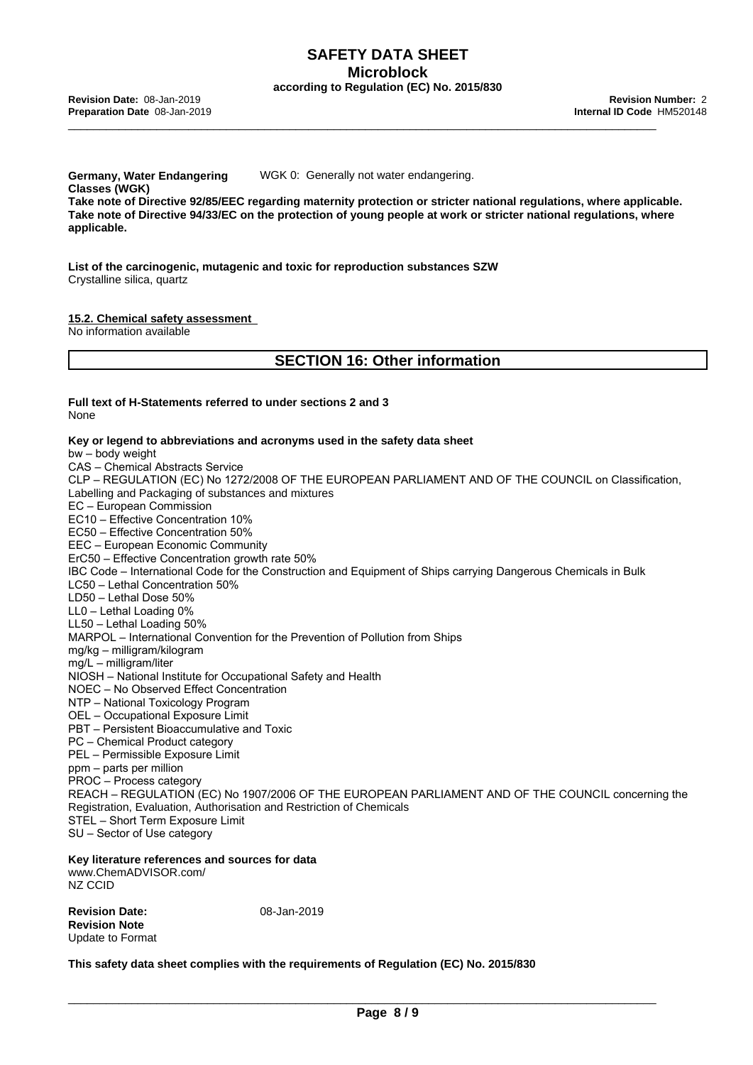**Germany, Water Endangering Classes (WGK)** WGK 0: Generally not water endangering.

**Take note of Directive 92/85/EEC regarding maternity protection or stricter national regulations, where applicable. Take note of Directive 94/33/EC on the protection of young people at work or stricter national regulations, where applicable.**

**List of the carcinogenic, mutagenic and toxic for reproduction substances SZW**
Crystalline silica, quartz

### 15.2. Chemical safety assessment

No information available

## SECTION 16: Other information

**Full text of H-Statements referred to under sections 2 and 3**
None

**Key or legend to abbreviations and acronyms used in the safety data sheet**
bw – body weight
CAS – Chemical Abstracts Service
CLP – REGULATION (EC) No 1272/2008 OF THE EUROPEAN PARLIAMENT AND OF THE COUNCIL on Classification, Labelling and Packaging of substances and mixtures
EC – European Commission
EC10 – Effective Concentration 10%
EC50 – Effective Concentration 50%
EEC – European Economic Community
ErC50 – Effective Concentration growth rate 50%
IBC Code – International Code for the Construction and Equipment of Ships carrying Dangerous Chemicals in Bulk
LC50 – Lethal Concentration 50%
LD50 – Lethal Dose 50%
LL0 – Lethal Loading 0%
LL50 – Lethal Loading 50%
MARPOL – International Convention for the Prevention of Pollution from Ships
mg/kg – milligram/kilogram
mg/L – milligram/liter
NIOSH – National Institute for Occupational Safety and Health
NOEC – No Observed Effect Concentration
NTP – National Toxicology Program
OEL – Occupational Exposure Limit
PBT – Persistent Bioaccumulative and Toxic
PC – Chemical Product category
PEL – Permissible Exposure Limit
ppm – parts per million
PROC – Process category
REACH – REGULATION (EC) No 1907/2006 OF THE EUROPEAN PARLIAMENT AND OF THE COUNCIL concerning the Registration, Evaluation, Authorisation and Restriction of Chemicals
STEL – Short Term Exposure Limit
SU – Sector of Use category

**Key literature references and sources for data**
www.ChemADVISOR.com/
NZ CCID

**Revision Date:** 08-Jan-2019
**Revision Note**
Update to Format

**This safety data sheet complies with the requirements of Regulation (EC) No. 2015/830**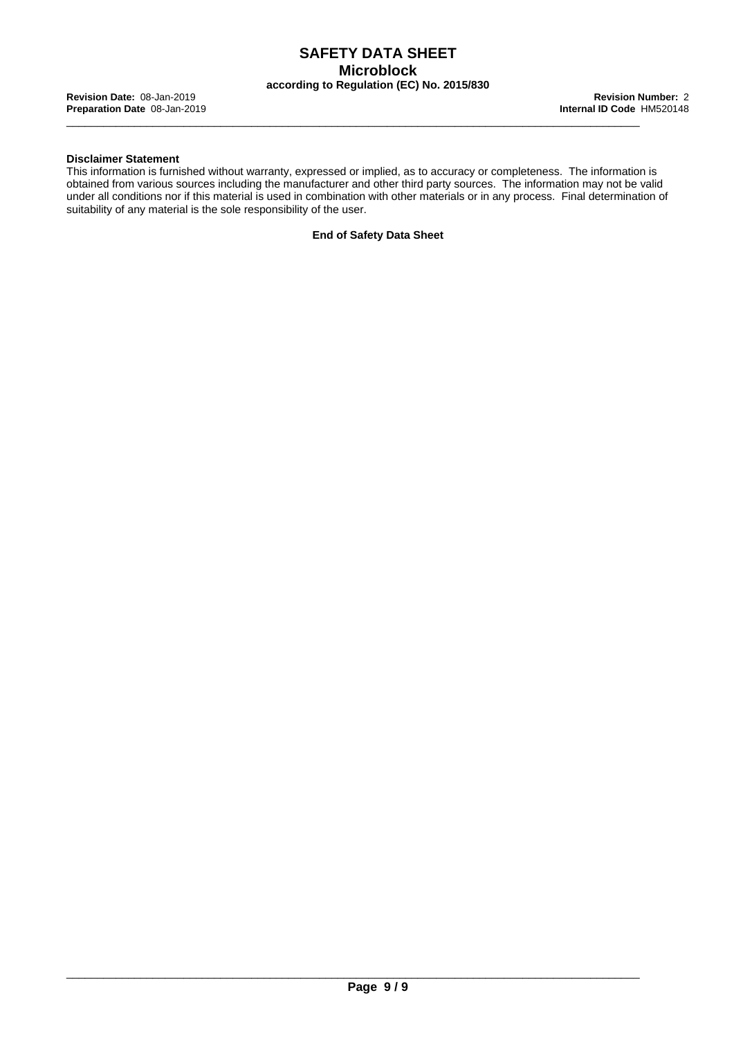**Disclaimer Statement**

This information is furnished without warranty, expressed or implied, as to accuracy or completeness. The information is obtained from various sources including the manufacturer and other third party sources. The information may not be valid under all conditions nor if this material is used in combination with other materials or in any process. Final determination of suitability of any material is the sole responsibility of the user.

**End of Safety Data Sheet**